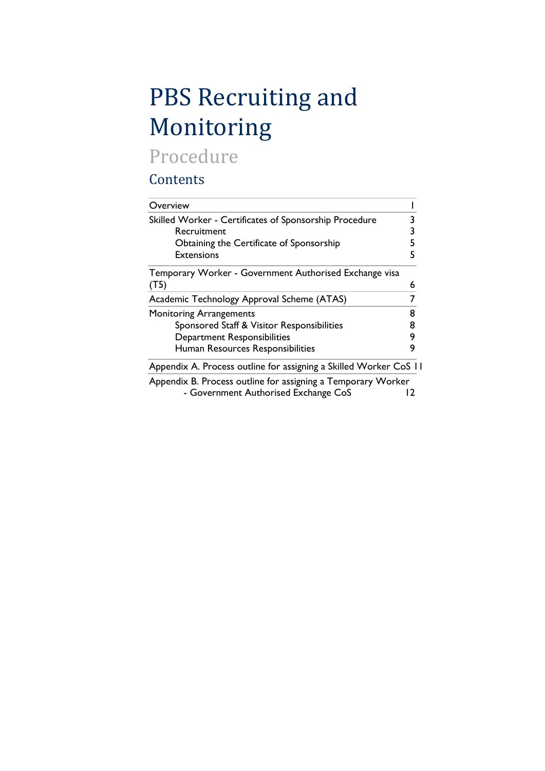# PBS Recruiting and Monitoring

## Procedure

### Contents

| | |
|---|---|
| Overview | 1 |
| Skilled Worker - Certificates of Sponsorship Procedure | 3 |
| Recruitment | 3 |
| Obtaining the Certificate of Sponsorship | 5 |
| Extensions | 5 |
| Temporary Worker - Government Authorised Exchange visa (T5) | 6 |
| Academic Technology Approval Scheme (ATAS) | 7 |
| Monitoring Arrangements | 8 |
| Sponsored Staff & Visitor Responsibilities | 8 |
| Department Responsibilities | 9 |
| Human Resources Responsibilities | 9 |
| Appendix A. Process outline for assigning a Skilled Worker CoS | 11 |
| Appendix B. Process outline for assigning a Temporary Worker - Government Authorised Exchange CoS | 12 |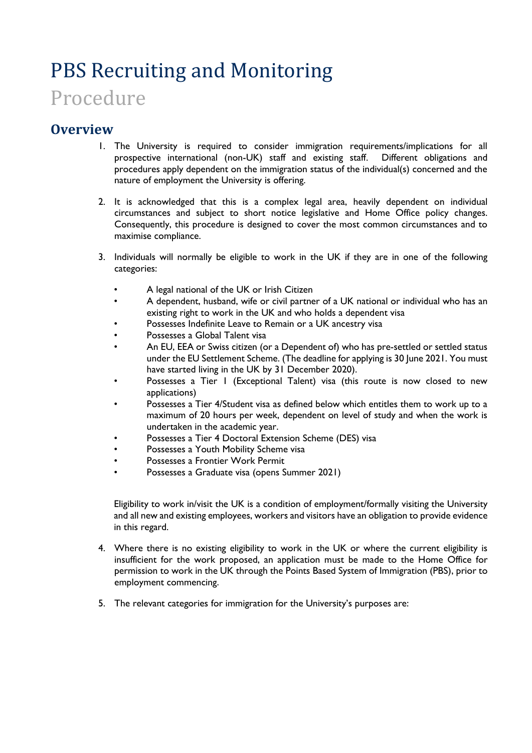# PBS Recruiting and Monitoring

# Procedure

## Overview

1. The University is required to consider immigration requirements/implications for all prospective international (non-UK) staff and existing staff. Different obligations and procedures apply dependent on the immigration status of the individual(s) concerned and the nature of employment the University is offering.

2. It is acknowledged that this is a complex legal area, heavily dependent on individual circumstances and subject to short notice legislative and Home Office policy changes. Consequently, this procedure is designed to cover the most common circumstances and to maximise compliance.

3. Individuals will normally be eligible to work in the UK if they are in one of the following categories:

   - A legal national of the UK or Irish Citizen
   - A dependent, husband, wife or civil partner of a UK national or individual who has an existing right to work in the UK and who holds a dependent visa
   - Possesses Indefinite Leave to Remain or a UK ancestry visa
   - Possesses a Global Talent visa
   - An EU, EEA or Swiss citizen (or a Dependent of) who has pre-settled or settled status under the EU Settlement Scheme. (The deadline for applying is 30 June 2021. You must have started living in the UK by 31 December 2020).
   - Possesses a Tier 1 (Exceptional Talent) visa (this route is now closed to new applications)
   - Possesses a Tier 4/Student visa as defined below which entitles them to work up to a maximum of 20 hours per week, dependent on level of study and when the work is undertaken in the academic year.
   - Possesses a Tier 4 Doctoral Extension Scheme (DES) visa
   - Possesses a Youth Mobility Scheme visa
   - Possesses a Frontier Work Permit
   - Possesses a Graduate visa (opens Summer 2021)

   Eligibility to work in/visit the UK is a condition of employment/formally visiting the University and all new and existing employees, workers and visitors have an obligation to provide evidence in this regard.

4. Where there is no existing eligibility to work in the UK or where the current eligibility is insufficient for the work proposed, an application must be made to the Home Office for permission to work in the UK through the Points Based System of Immigration (PBS), prior to employment commencing.

5. The relevant categories for immigration for the University's purposes are: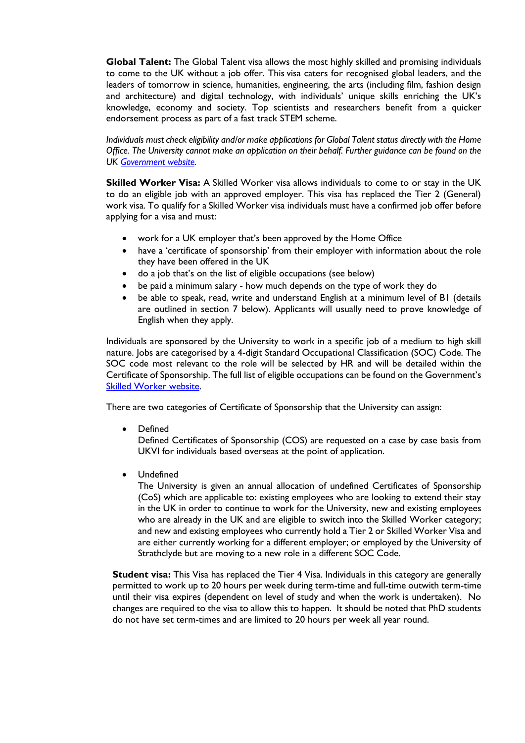**Global Talent:** The Global Talent visa allows the most highly skilled and promising individuals to come to the UK without a job offer. This visa caters for recognised global leaders, and the leaders of tomorrow in science, humanities, engineering, the arts (including film, fashion design and architecture) and digital technology, with individuals' unique skills enriching the UK's knowledge, economy and society. Top scientists and researchers benefit from a quicker endorsement process as part of a fast track STEM scheme.

*Individuals must check eligibility and/or make applications for Global Talent status directly with the Home Office. The University cannot make an application on their behalf. Further guidance can be found on the UK [Government website](#).*

**Skilled Worker Visa:** A Skilled Worker visa allows individuals to come to or stay in the UK to do an eligible job with an approved employer. This visa has replaced the Tier 2 (General) work visa. To qualify for a Skilled Worker visa individuals must have a confirmed job offer before applying for a visa and must:

- work for a UK employer that's been approved by the Home Office
- have a 'certificate of sponsorship' from their employer with information about the role they have been offered in the UK
- do a job that's on the list of eligible occupations (see below)
- be paid a minimum salary - how much depends on the type of work they do
- be able to speak, read, write and understand English at a minimum level of B1 (details are outlined in section 7 below). Applicants will usually need to prove knowledge of English when they apply.

Individuals are sponsored by the University to work in a specific job of a medium to high skill nature. Jobs are categorised by a 4-digit Standard Occupational Classification (SOC) Code. The SOC code most relevant to the role will be selected by HR and will be detailed within the Certificate of Sponsorship. The full list of eligible occupations can be found on the Government's [Skilled Worker website](#).

There are two categories of Certificate of Sponsorship that the University can assign:

- Defined
  Defined Certificates of Sponsorship (COS) are requested on a case by case basis from UKVI for individuals based overseas at the point of application.

- Undefined
  The University is given an annual allocation of undefined Certificates of Sponsorship (CoS) which are applicable to: existing employees who are looking to extend their stay in the UK in order to continue to work for the University, new and existing employees who are already in the UK and are eligible to switch into the Skilled Worker category; and new and existing employees who currently hold a Tier 2 or Skilled Worker Visa and are either currently working for a different employer; or employed by the University of Strathclyde but are moving to a new role in a different SOC Code.

**Student visa:** This Visa has replaced the Tier 4 Visa. Individuals in this category are generally permitted to work up to 20 hours per week during term-time and full-time outwith term-time until their visa expires (dependent on level of study and when the work is undertaken). No changes are required to the visa to allow this to happen. It should be noted that PhD students do not have set term-times and are limited to 20 hours per week all year round.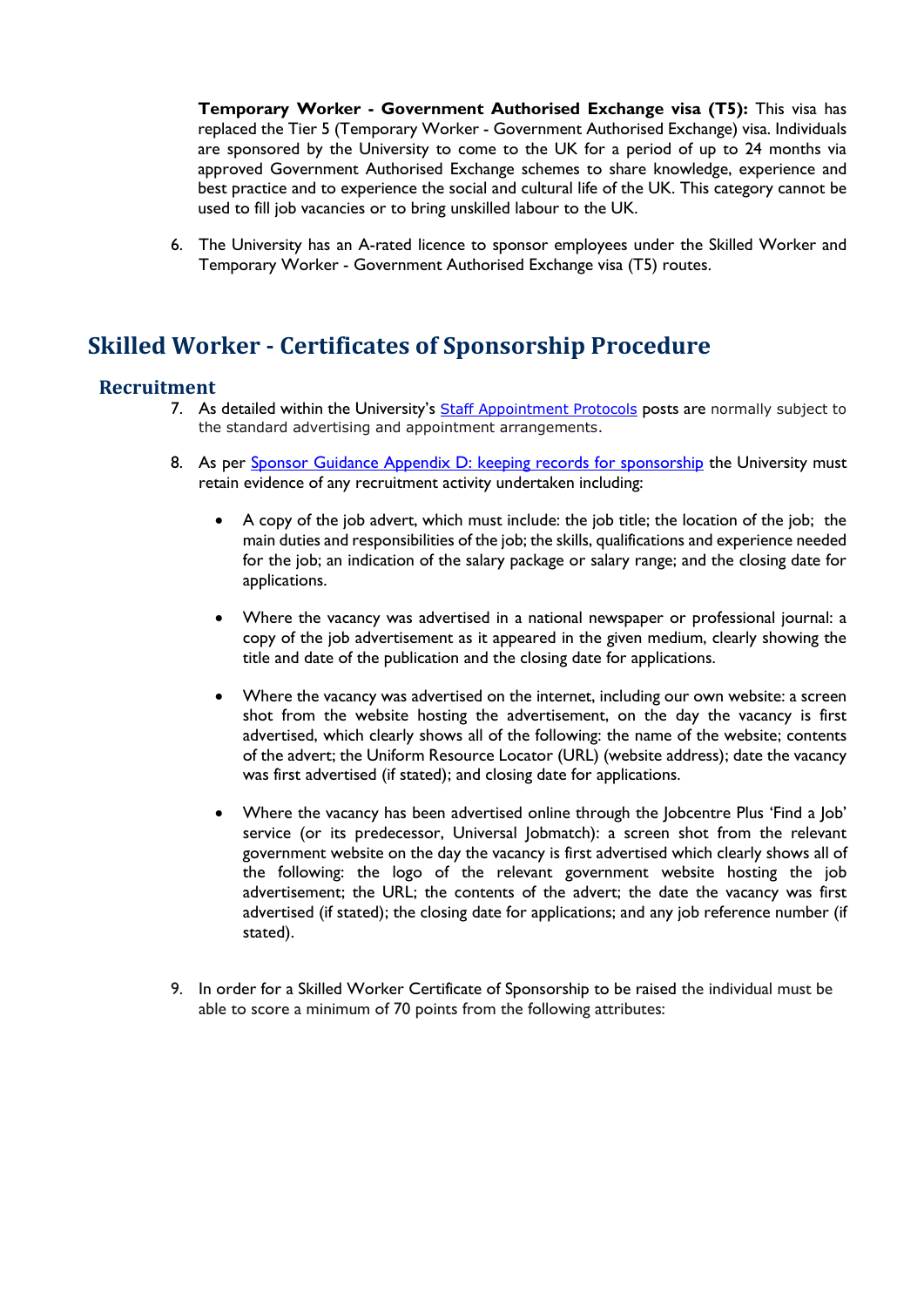**Temporary Worker - Government Authorised Exchange visa (T5):** This visa has replaced the Tier 5 (Temporary Worker - Government Authorised Exchange) visa. Individuals are sponsored by the University to come to the UK for a period of up to 24 months via approved Government Authorised Exchange schemes to share knowledge, experience and best practice and to experience the social and cultural life of the UK. This category cannot be used to fill job vacancies or to bring unskilled labour to the UK.

6. The University has an A-rated licence to sponsor employees under the Skilled Worker and Temporary Worker - Government Authorised Exchange visa (T5) routes.

# Skilled Worker - Certificates of Sponsorship Procedure

## Recruitment

7. As detailed within the University's Staff Appointment Protocols posts are normally subject to the standard advertising and appointment arrangements.

8. As per Sponsor Guidance Appendix D: keeping records for sponsorship the University must retain evidence of any recruitment activity undertaken including:

   - A copy of the job advert, which must include: the job title; the location of the job; the main duties and responsibilities of the job; the skills, qualifications and experience needed for the job; an indication of the salary package or salary range; and the closing date for applications.

   - Where the vacancy was advertised in a national newspaper or professional journal: a copy of the job advertisement as it appeared in the given medium, clearly showing the title and date of the publication and the closing date for applications.

   - Where the vacancy was advertised on the internet, including our own website: a screen shot from the website hosting the advertisement, on the day the vacancy is first advertised, which clearly shows all of the following: the name of the website; contents of the advert; the Uniform Resource Locator (URL) (website address); date the vacancy was first advertised (if stated); and closing date for applications.

   - Where the vacancy has been advertised online through the Jobcentre Plus 'Find a Job' service (or its predecessor, Universal Jobmatch): a screen shot from the relevant government website on the day the vacancy is first advertised which clearly shows all of the following: the logo of the relevant government website hosting the job advertisement; the URL; the contents of the advert; the date the vacancy was first advertised (if stated); the closing date for applications; and any job reference number (if stated).

9. In order for a Skilled Worker Certificate of Sponsorship to be raised the individual must be able to score a minimum of 70 points from the following attributes: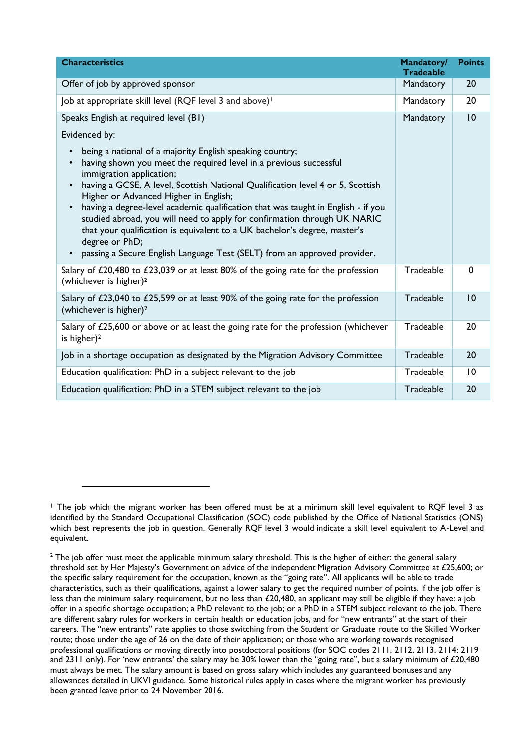| Characteristics | Mandatory/ Tradeable | Points |
|---|---|---|
| Offer of job by approved sponsor | Mandatory | 20 |
| Job at appropriate skill level (RQF level 3 and above)[1] | Mandatory | 20 |
| Speaks English at required level (B1)<br><br>Evidenced by:<br><br>• being a national of a majority English speaking country;<br>• having shown you meet the required level in a previous successful immigration application;<br>• having a GCSE, A level, Scottish National Qualification level 4 or 5, Scottish Higher or Advanced Higher in English;<br>• having a degree-level academic qualification that was taught in English - if you studied abroad, you will need to apply for confirmation through UK NARIC that your qualification is equivalent to a UK bachelor's degree, master's degree or PhD;<br>• passing a Secure English Language Test (SELT) from an approved provider. | Mandatory | 10 |
| Salary of £20,480 to £23,039 or at least 80% of the going rate for the profession (whichever is higher)[2] | Tradeable | 0 |
| Salary of £23,040 to £25,599 or at least 90% of the going rate for the profession (whichever is higher)[2] | Tradeable | 10 |
| Salary of £25,600 or above or at least the going rate for the profession (whichever is higher)[2] | Tradeable | 20 |
| Job in a shortage occupation as designated by the Migration Advisory Committee | Tradeable | 20 |
| Education qualification: PhD in a subject relevant to the job | Tradeable | 10 |
| Education qualification: PhD in a STEM subject relevant to the job | Tradeable | 20 |

[1] The job which the migrant worker has been offered must be at a minimum skill level equivalent to RQF level 3 as identified by the Standard Occupational Classification (SOC) code published by the Office of National Statistics (ONS) which best represents the job in question. Generally RQF level 3 would indicate a skill level equivalent to A-Level and equivalent.

[2] The job offer must meet the applicable minimum salary threshold. This is the higher of either: the general salary threshold set by Her Majesty's Government on advice of the independent Migration Advisory Committee at £25,600; or the specific salary requirement for the occupation, known as the "going rate". All applicants will be able to trade characteristics, such as their qualifications, against a lower salary to get the required number of points. If the job offer is less than the minimum salary requirement, but no less than £20,480, an applicant may still be eligible if they have: a job offer in a specific shortage occupation; a PhD relevant to the job; or a PhD in a STEM subject relevant to the job. There are different salary rules for workers in certain health or education jobs, and for "new entrants" at the start of their careers. The "new entrants" rate applies to those switching from the Student or Graduate route to the Skilled Worker route; those under the age of 26 on the date of their application; or those who are working towards recognised professional qualifications or moving directly into postdoctoral positions (for SOC codes 2111, 2112, 2113, 2114: 2119 and 2311 only). For 'new entrants' the salary may be 30% lower than the "going rate", but a salary minimum of £20,480 must always be met. The salary amount is based on gross salary which includes any guaranteed bonuses and any allowances detailed in UKVI guidance. Some historical rules apply in cases where the migrant worker has previously been granted leave prior to 24 November 2016.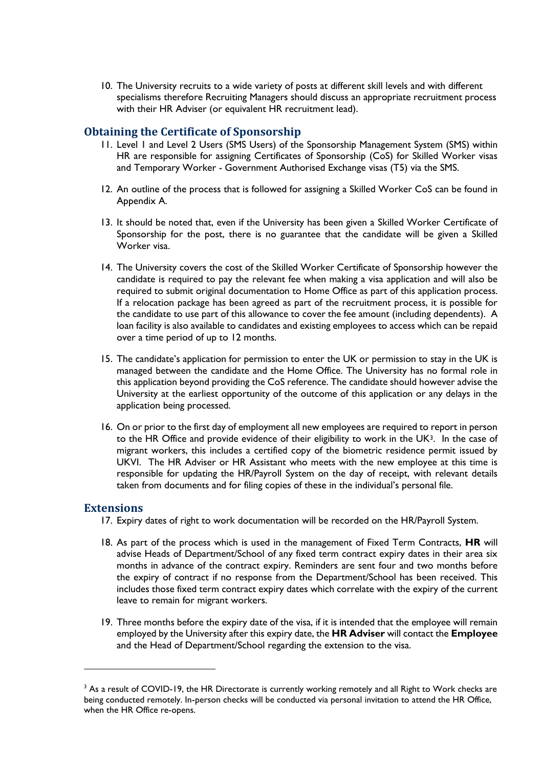10. The University recruits to a wide variety of posts at different skill levels and with different specialisms therefore Recruiting Managers should discuss an appropriate recruitment process with their HR Adviser (or equivalent HR recruitment lead).

## Obtaining the Certificate of Sponsorship

11. Level 1 and Level 2 Users (SMS Users) of the Sponsorship Management System (SMS) within HR are responsible for assigning Certificates of Sponsorship (CoS) for Skilled Worker visas and Temporary Worker - Government Authorised Exchange visas (T5) via the SMS.

12. An outline of the process that is followed for assigning a Skilled Worker CoS can be found in Appendix A.

13. It should be noted that, even if the University has been given a Skilled Worker Certificate of Sponsorship for the post, there is no guarantee that the candidate will be given a Skilled Worker visa.

14. The University covers the cost of the Skilled Worker Certificate of Sponsorship however the candidate is required to pay the relevant fee when making a visa application and will also be required to submit original documentation to Home Office as part of this application process. If a relocation package has been agreed as part of the recruitment process, it is possible for the candidate to use part of this allowance to cover the fee amount (including dependents). A loan facility is also available to candidates and existing employees to access which can be repaid over a time period of up to 12 months.

15. The candidate's application for permission to enter the UK or permission to stay in the UK is managed between the candidate and the Home Office. The University has no formal role in this application beyond providing the CoS reference. The candidate should however advise the University at the earliest opportunity of the outcome of this application or any delays in the application being processed.

16. On or prior to the first day of employment all new employees are required to report in person to the HR Office and provide evidence of their eligibility to work in the UK[3]. In the case of migrant workers, this includes a certified copy of the biometric residence permit issued by UKVI. The HR Adviser or HR Assistant who meets with the new employee at this time is responsible for updating the HR/Payroll System on the day of receipt, with relevant details taken from documents and for filing copies of these in the individual's personal file.

## Extensions

17. Expiry dates of right to work documentation will be recorded on the HR/Payroll System.

18. As part of the process which is used in the management of Fixed Term Contracts, **HR** will advise Heads of Department/School of any fixed term contract expiry dates in their area six months in advance of the contract expiry. Reminders are sent four and two months before the expiry of contract if no response from the Department/School has been received. This includes those fixed term contract expiry dates which correlate with the expiry of the current leave to remain for migrant workers.

19. Three months before the expiry date of the visa, if it is intended that the employee will remain employed by the University after this expiry date, the **HR Adviser** will contact the **Employee** and the Head of Department/School regarding the extension to the visa.

---

[3] As a result of COVID-19, the HR Directorate is currently working remotely and all Right to Work checks are being conducted remotely. In-person checks will be conducted via personal invitation to attend the HR Office, when the HR Office re-opens.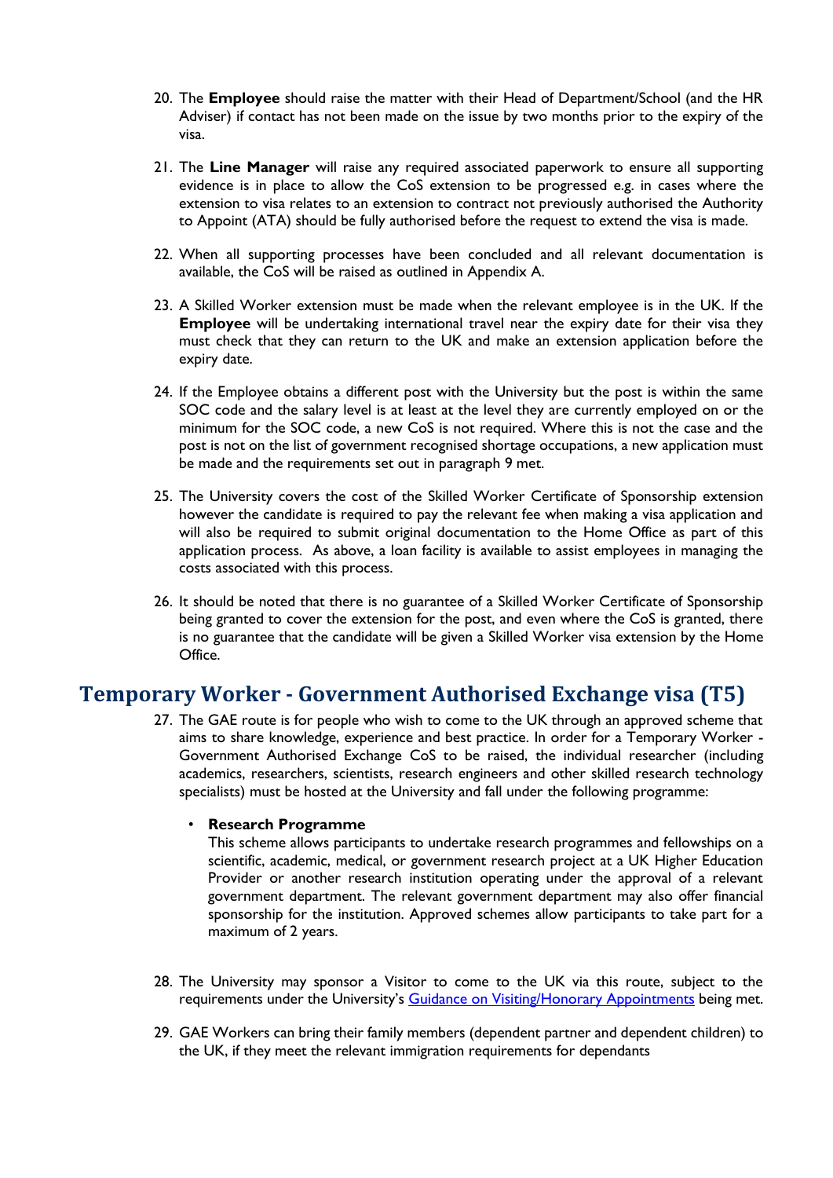20. The **Employee** should raise the matter with their Head of Department/School (and the HR Adviser) if contact has not been made on the issue by two months prior to the expiry of the visa.

21. The **Line Manager** will raise any required associated paperwork to ensure all supporting evidence is in place to allow the CoS extension to be progressed e.g. in cases where the extension to visa relates to an extension to contract not previously authorised the Authority to Appoint (ATA) should be fully authorised before the request to extend the visa is made.

22. When all supporting processes have been concluded and all relevant documentation is available, the CoS will be raised as outlined in Appendix A.

23. A Skilled Worker extension must be made when the relevant employee is in the UK. If the **Employee** will be undertaking international travel near the expiry date for their visa they must check that they can return to the UK and make an extension application before the expiry date.

24. If the Employee obtains a different post with the University but the post is within the same SOC code and the salary level is at least at the level they are currently employed on or the minimum for the SOC code, a new CoS is not required. Where this is not the case and the post is not on the list of government recognised shortage occupations, a new application must be made and the requirements set out in paragraph 9 met.

25. The University covers the cost of the Skilled Worker Certificate of Sponsorship extension however the candidate is required to pay the relevant fee when making a visa application and will also be required to submit original documentation to the Home Office as part of this application process. As above, a loan facility is available to assist employees in managing the costs associated with this process.

26. It should be noted that there is no guarantee of a Skilled Worker Certificate of Sponsorship being granted to cover the extension for the post, and even where the CoS is granted, there is no guarantee that the candidate will be given a Skilled Worker visa extension by the Home Office.

## Temporary Worker - Government Authorised Exchange visa (T5)

27. The GAE route is for people who wish to come to the UK through an approved scheme that aims to share knowledge, experience and best practice. In order for a Temporary Worker - Government Authorised Exchange CoS to be raised, the individual researcher (including academics, researchers, scientists, research engineers and other skilled research technology specialists) must be hosted at the University and fall under the following programme:

    - **Research Programme**
      This scheme allows participants to undertake research programmes and fellowships on a scientific, academic, medical, or government research project at a UK Higher Education Provider or another research institution operating under the approval of a relevant government department. The relevant government department may also offer financial sponsorship for the institution. Approved schemes allow participants to take part for a maximum of 2 years.

28. The University may sponsor a Visitor to come to the UK via this route, subject to the requirements under the University's [Guidance on Visiting/Honorary Appointments] being met.

29. GAE Workers can bring their family members (dependent partner and dependent children) to the UK, if they meet the relevant immigration requirements for dependants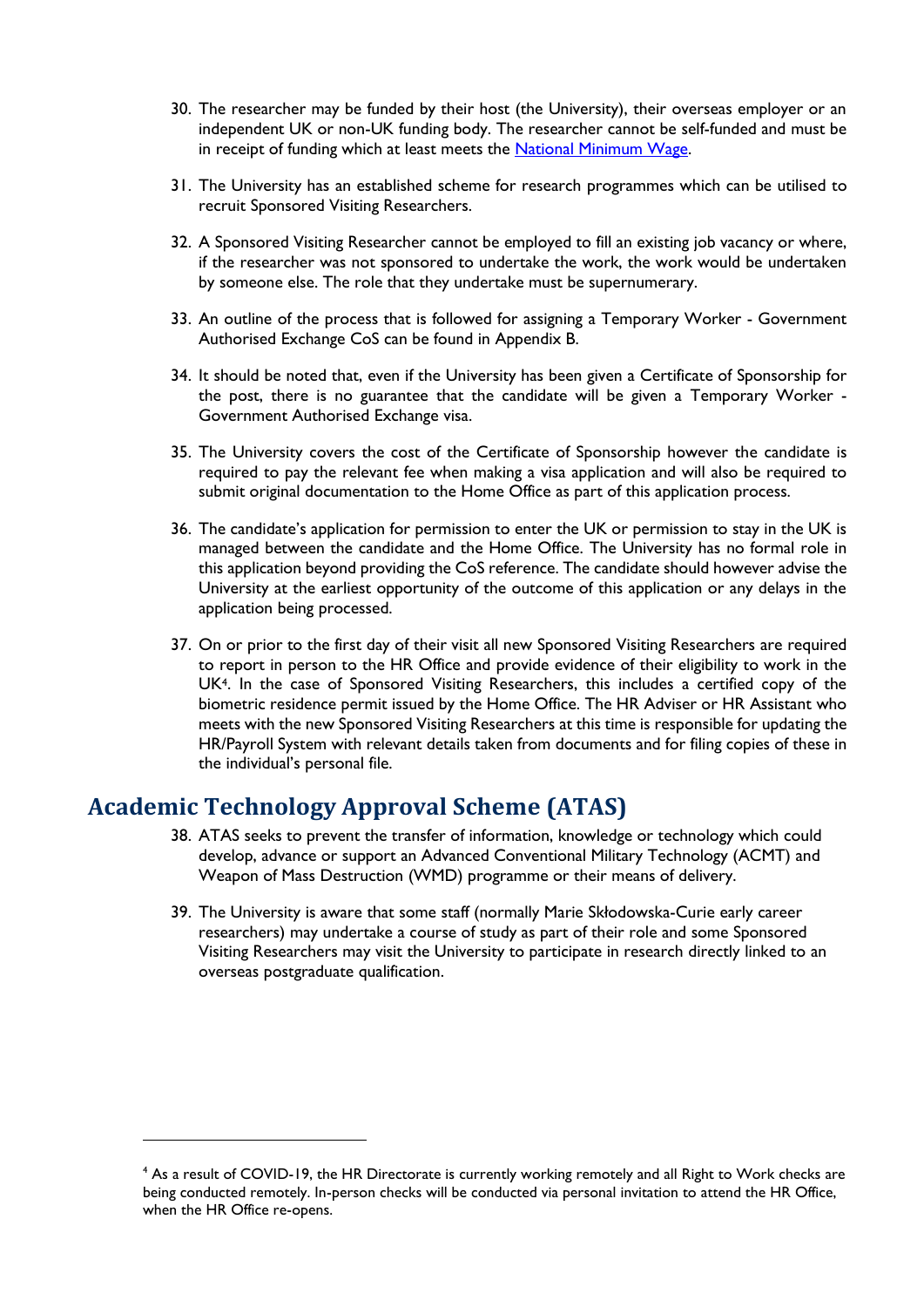30. The researcher may be funded by their host (the University), their overseas employer or an independent UK or non-UK funding body. The researcher cannot be self-funded and must be in receipt of funding which at least meets the National Minimum Wage.

31. The University has an established scheme for research programmes which can be utilised to recruit Sponsored Visiting Researchers.

32. A Sponsored Visiting Researcher cannot be employed to fill an existing job vacancy or where, if the researcher was not sponsored to undertake the work, the work would be undertaken by someone else. The role that they undertake must be supernumerary.

33. An outline of the process that is followed for assigning a Temporary Worker - Government Authorised Exchange CoS can be found in Appendix B.

34. It should be noted that, even if the University has been given a Certificate of Sponsorship for the post, there is no guarantee that the candidate will be given a Temporary Worker - Government Authorised Exchange visa.

35. The University covers the cost of the Certificate of Sponsorship however the candidate is required to pay the relevant fee when making a visa application and will also be required to submit original documentation to the Home Office as part of this application process.

36. The candidate's application for permission to enter the UK or permission to stay in the UK is managed between the candidate and the Home Office. The University has no formal role in this application beyond providing the CoS reference. The candidate should however advise the University at the earliest opportunity of the outcome of this application or any delays in the application being processed.

37. On or prior to the first day of their visit all new Sponsored Visiting Researchers are required to report in person to the HR Office and provide evidence of their eligibility to work in the UK[4]. In the case of Sponsored Visiting Researchers, this includes a certified copy of the biometric residence permit issued by the Home Office. The HR Adviser or HR Assistant who meets with the new Sponsored Visiting Researchers at this time is responsible for updating the HR/Payroll System with relevant details taken from documents and for filing copies of these in the individual's personal file.

## Academic Technology Approval Scheme (ATAS)

38. ATAS seeks to prevent the transfer of information, knowledge or technology which could develop, advance or support an Advanced Conventional Military Technology (ACMT) and Weapon of Mass Destruction (WMD) programme or their means of delivery.

39. The University is aware that some staff (normally Marie Skłodowska-Curie early career researchers) may undertake a course of study as part of their role and some Sponsored Visiting Researchers may visit the University to participate in research directly linked to an overseas postgraduate qualification.

---

[4] As a result of COVID-19, the HR Directorate is currently working remotely and all Right to Work checks are being conducted remotely. In-person checks will be conducted via personal invitation to attend the HR Office, when the HR Office re-opens.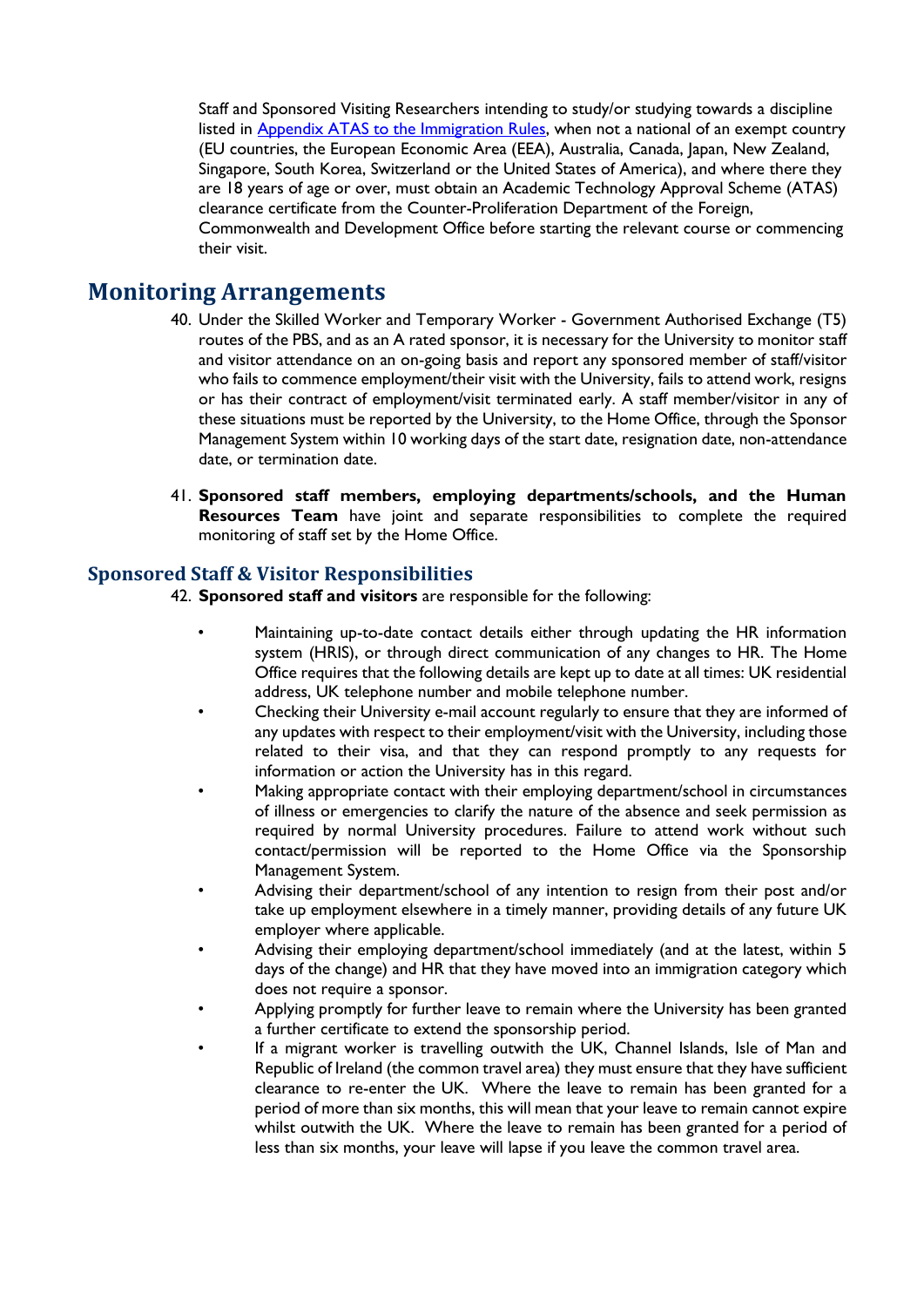Staff and Sponsored Visiting Researchers intending to study/or studying towards a discipline listed in [Appendix ATAS to the Immigration Rules](), when not a national of an exempt country (EU countries, the European Economic Area (EEA), Australia, Canada, Japan, New Zealand, Singapore, South Korea, Switzerland or the United States of America), and where there they are 18 years of age or over, must obtain an Academic Technology Approval Scheme (ATAS) clearance certificate from the Counter-Proliferation Department of the Foreign, Commonwealth and Development Office before starting the relevant course or commencing their visit.

# Monitoring Arrangements

40. Under the Skilled Worker and Temporary Worker - Government Authorised Exchange (T5) routes of the PBS, and as an A rated sponsor, it is necessary for the University to monitor staff and visitor attendance on an on-going basis and report any sponsored member of staff/visitor who fails to commence employment/their visit with the University, fails to attend work, resigns or has their contract of employment/visit terminated early. A staff member/visitor in any of these situations must be reported by the University, to the Home Office, through the Sponsor Management System within 10 working days of the start date, resignation date, non-attendance date, or termination date.

41. **Sponsored staff members, employing departments/schools, and the Human Resources Team** have joint and separate responsibilities to complete the required monitoring of staff set by the Home Office.

## Sponsored Staff & Visitor Responsibilities

42. **Sponsored staff and visitors** are responsible for the following:

- Maintaining up-to-date contact details either through updating the HR information system (HRIS), or through direct communication of any changes to HR. The Home Office requires that the following details are kept up to date at all times: UK residential address, UK telephone number and mobile telephone number.
- Checking their University e-mail account regularly to ensure that they are informed of any updates with respect to their employment/visit with the University, including those related to their visa, and that they can respond promptly to any requests for information or action the University has in this regard.
- Making appropriate contact with their employing department/school in circumstances of illness or emergencies to clarify the nature of the absence and seek permission as required by normal University procedures. Failure to attend work without such contact/permission will be reported to the Home Office via the Sponsorship Management System.
- Advising their department/school of any intention to resign from their post and/or take up employment elsewhere in a timely manner, providing details of any future UK employer where applicable.
- Advising their employing department/school immediately (and at the latest, within 5 days of the change) and HR that they have moved into an immigration category which does not require a sponsor.
- Applying promptly for further leave to remain where the University has been granted a further certificate to extend the sponsorship period.
- If a migrant worker is travelling outwith the UK, Channel Islands, Isle of Man and Republic of Ireland (the common travel area) they must ensure that they have sufficient clearance to re-enter the UK. Where the leave to remain has been granted for a period of more than six months, this will mean that your leave to remain cannot expire whilst outwith the UK. Where the leave to remain has been granted for a period of less than six months, your leave will lapse if you leave the common travel area.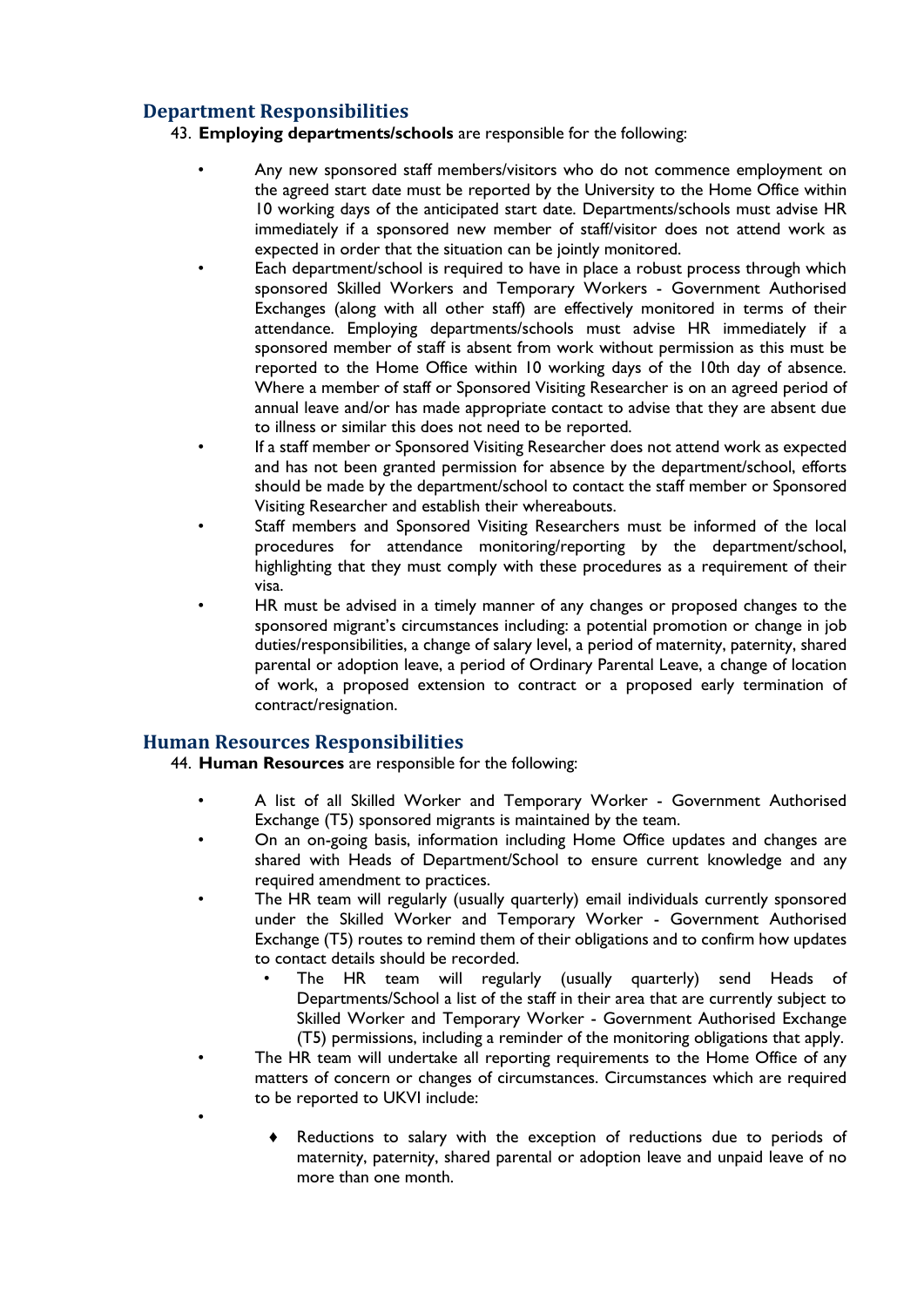## Department Responsibilities

43. **Employing departments/schools** are responsible for the following:

- Any new sponsored staff members/visitors who do not commence employment on the agreed start date must be reported by the University to the Home Office within 10 working days of the anticipated start date. Departments/schools must advise HR immediately if a sponsored new member of staff/visitor does not attend work as expected in order that the situation can be jointly monitored.
- Each department/school is required to have in place a robust process through which sponsored Skilled Workers and Temporary Workers - Government Authorised Exchanges (along with all other staff) are effectively monitored in terms of their attendance. Employing departments/schools must advise HR immediately if a sponsored member of staff is absent from work without permission as this must be reported to the Home Office within 10 working days of the 10th day of absence. Where a member of staff or Sponsored Visiting Researcher is on an agreed period of annual leave and/or has made appropriate contact to advise that they are absent due to illness or similar this does not need to be reported.
- If a staff member or Sponsored Visiting Researcher does not attend work as expected and has not been granted permission for absence by the department/school, efforts should be made by the department/school to contact the staff member or Sponsored Visiting Researcher and establish their whereabouts.
- Staff members and Sponsored Visiting Researchers must be informed of the local procedures for attendance monitoring/reporting by the department/school, highlighting that they must comply with these procedures as a requirement of their visa.
- HR must be advised in a timely manner of any changes or proposed changes to the sponsored migrant's circumstances including: a potential promotion or change in job duties/responsibilities, a change of salary level, a period of maternity, paternity, shared parental or adoption leave, a period of Ordinary Parental Leave, a change of location of work, a proposed extension to contract or a proposed early termination of contract/resignation.

## Human Resources Responsibilities

44. **Human Resources** are responsible for the following:

- A list of all Skilled Worker and Temporary Worker - Government Authorised Exchange (T5) sponsored migrants is maintained by the team.
- On an on-going basis, information including Home Office updates and changes are shared with Heads of Department/School to ensure current knowledge and any required amendment to practices.
- The HR team will regularly (usually quarterly) email individuals currently sponsored under the Skilled Worker and Temporary Worker - Government Authorised Exchange (T5) routes to remind them of their obligations and to confirm how updates to contact details should be recorded.
  - The HR team will regularly (usually quarterly) send Heads of Departments/School a list of the staff in their area that are currently subject to Skilled Worker and Temporary Worker - Government Authorised Exchange (T5) permissions, including a reminder of the monitoring obligations that apply.
- The HR team will undertake all reporting requirements to the Home Office of any matters of concern or changes of circumstances. Circumstances which are required to be reported to UKVI include:
- 
  - Reductions to salary with the exception of reductions due to periods of maternity, paternity, shared parental or adoption leave and unpaid leave of no more than one month.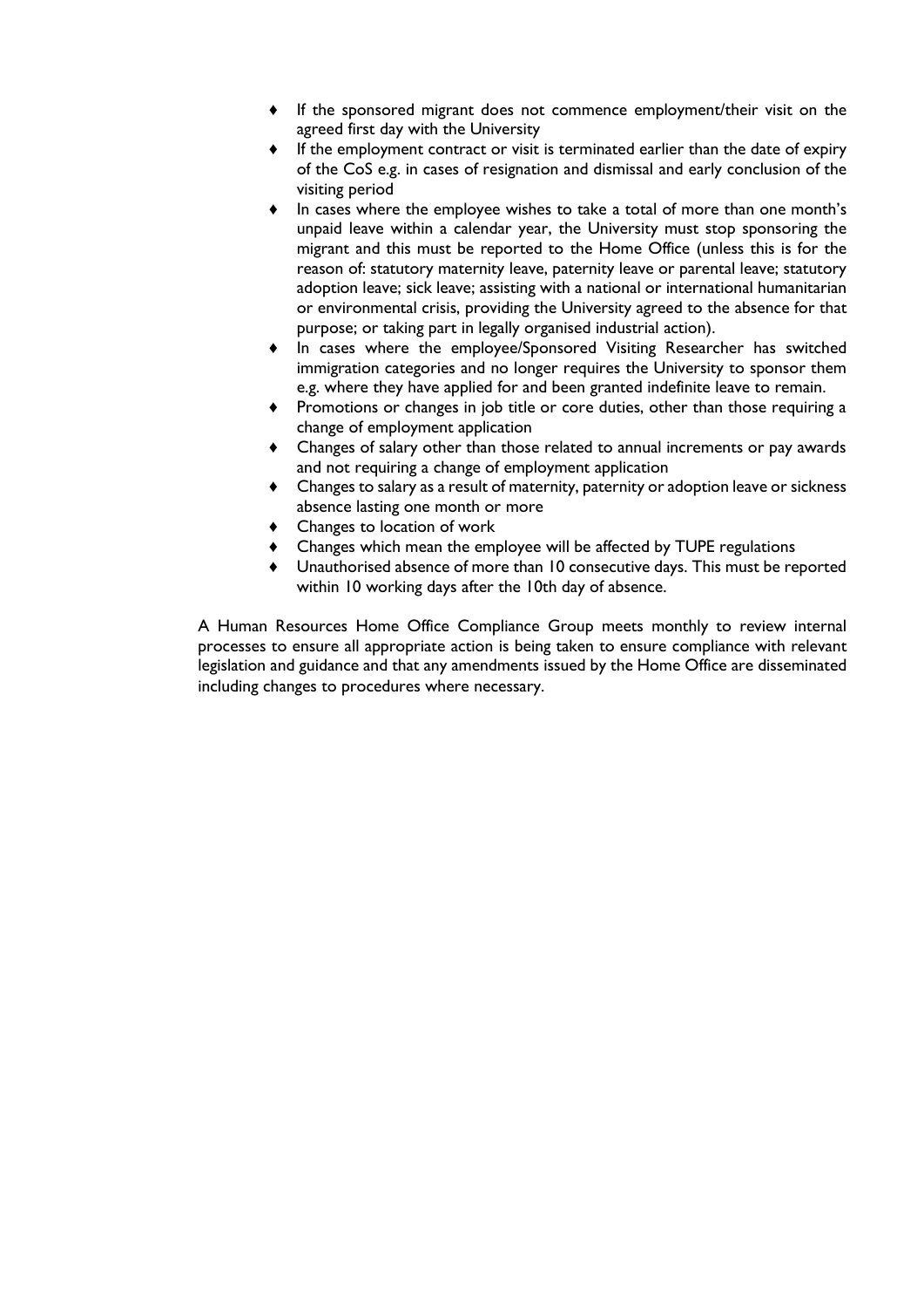- If the sponsored migrant does not commence employment/their visit on the agreed first day with the University
- If the employment contract or visit is terminated earlier than the date of expiry of the CoS e.g. in cases of resignation and dismissal and early conclusion of the visiting period
- In cases where the employee wishes to take a total of more than one month's unpaid leave within a calendar year, the University must stop sponsoring the migrant and this must be reported to the Home Office (unless this is for the reason of: statutory maternity leave, paternity leave or parental leave; statutory adoption leave; sick leave; assisting with a national or international humanitarian or environmental crisis, providing the University agreed to the absence for that purpose; or taking part in legally organised industrial action).
- In cases where the employee/Sponsored Visiting Researcher has switched immigration categories and no longer requires the University to sponsor them e.g. where they have applied for and been granted indefinite leave to remain.
- Promotions or changes in job title or core duties, other than those requiring a change of employment application
- Changes of salary other than those related to annual increments or pay awards and not requiring a change of employment application
- Changes to salary as a result of maternity, paternity or adoption leave or sickness absence lasting one month or more
- Changes to location of work
- Changes which mean the employee will be affected by TUPE regulations
- Unauthorised absence of more than 10 consecutive days. This must be reported within 10 working days after the 10th day of absence.

A Human Resources Home Office Compliance Group meets monthly to review internal processes to ensure all appropriate action is being taken to ensure compliance with relevant legislation and guidance and that any amendments issued by the Home Office are disseminated including changes to procedures where necessary.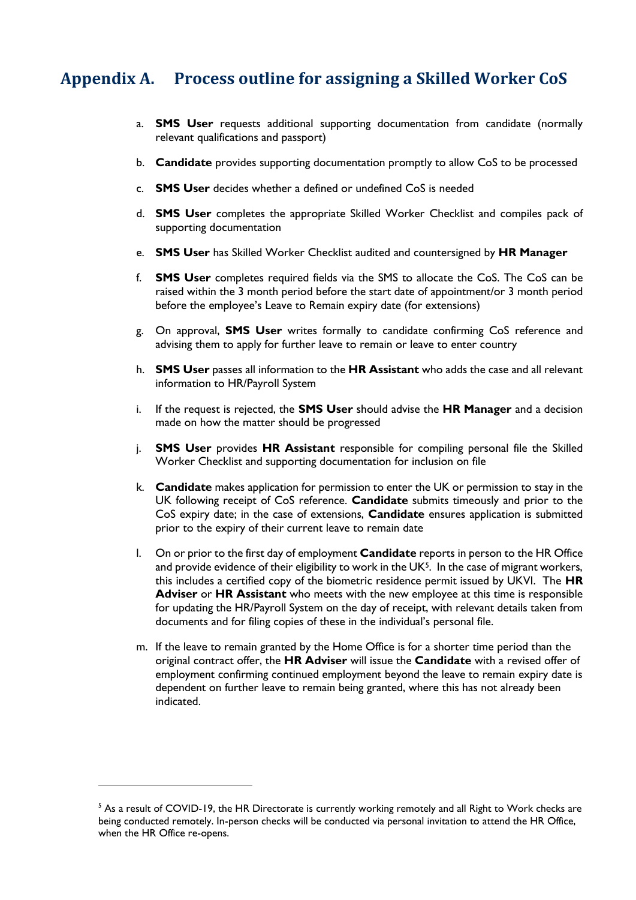# Appendix A. Process outline for assigning a Skilled Worker CoS

a. **SMS User** requests additional supporting documentation from candidate (normally relevant qualifications and passport)

b. **Candidate** provides supporting documentation promptly to allow CoS to be processed

c. **SMS User** decides whether a defined or undefined CoS is needed

d. **SMS User** completes the appropriate Skilled Worker Checklist and compiles pack of supporting documentation

e. **SMS User** has Skilled Worker Checklist audited and countersigned by **HR Manager**

f. **SMS User** completes required fields via the SMS to allocate the CoS. The CoS can be raised within the 3 month period before the start date of appointment/or 3 month period before the employee's Leave to Remain expiry date (for extensions)

g. On approval, **SMS User** writes formally to candidate confirming CoS reference and advising them to apply for further leave to remain or leave to enter country

h. **SMS User** passes all information to the **HR Assistant** who adds the case and all relevant information to HR/Payroll System

i. If the request is rejected, the **SMS User** should advise the **HR Manager** and a decision made on how the matter should be progressed

j. **SMS User** provides **HR Assistant** responsible for compiling personal file the Skilled Worker Checklist and supporting documentation for inclusion on file

k. **Candidate** makes application for permission to enter the UK or permission to stay in the UK following receipt of CoS reference. **Candidate** submits timeously and prior to the CoS expiry date; in the case of extensions, **Candidate** ensures application is submitted prior to the expiry of their current leave to remain date

l. On or prior to the first day of employment **Candidate** reports in person to the HR Office and provide evidence of their eligibility to work in the UK[5]. In the case of migrant workers, this includes a certified copy of the biometric residence permit issued by UKVI. The **HR Adviser** or **HR Assistant** who meets with the new employee at this time is responsible for updating the HR/Payroll System on the day of receipt, with relevant details taken from documents and for filing copies of these in the individual's personal file.

m. If the leave to remain granted by the Home Office is for a shorter time period than the original contract offer, the **HR Adviser** will issue the **Candidate** with a revised offer of employment confirming continued employment beyond the leave to remain expiry date is dependent on further leave to remain being granted, where this has not already been indicated.

---

[5] As a result of COVID-19, the HR Directorate is currently working remotely and all Right to Work checks are being conducted remotely. In-person checks will be conducted via personal invitation to attend the HR Office, when the HR Office re-opens.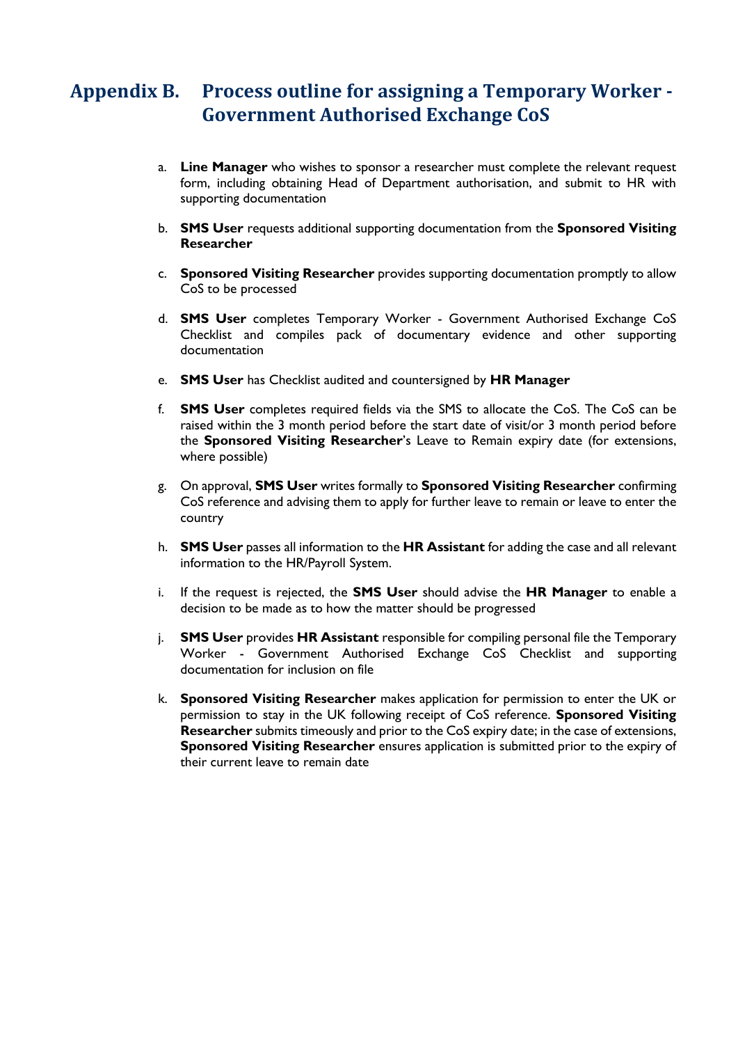## Appendix B. Process outline for assigning a Temporary Worker - Government Authorised Exchange CoS

a. **Line Manager** who wishes to sponsor a researcher must complete the relevant request form, including obtaining Head of Department authorisation, and submit to HR with supporting documentation

b. **SMS User** requests additional supporting documentation from the **Sponsored Visiting Researcher**

c. **Sponsored Visiting Researcher** provides supporting documentation promptly to allow CoS to be processed

d. **SMS User** completes Temporary Worker - Government Authorised Exchange CoS Checklist and compiles pack of documentary evidence and other supporting documentation

e. **SMS User** has Checklist audited and countersigned by **HR Manager**

f. **SMS User** completes required fields via the SMS to allocate the CoS. The CoS can be raised within the 3 month period before the start date of visit/or 3 month period before the **Sponsored Visiting Researcher**'s Leave to Remain expiry date (for extensions, where possible)

g. On approval, **SMS User** writes formally to **Sponsored Visiting Researcher** confirming CoS reference and advising them to apply for further leave to remain or leave to enter the country

h. **SMS User** passes all information to the **HR Assistant** for adding the case and all relevant information to the HR/Payroll System.

i. If the request is rejected, the **SMS User** should advise the **HR Manager** to enable a decision to be made as to how the matter should be progressed

j. **SMS User** provides **HR Assistant** responsible for compiling personal file the Temporary Worker - Government Authorised Exchange CoS Checklist and supporting documentation for inclusion on file

k. **Sponsored Visiting Researcher** makes application for permission to enter the UK or permission to stay in the UK following receipt of CoS reference. **Sponsored Visiting Researcher** submits timeously and prior to the CoS expiry date; in the case of extensions, **Sponsored Visiting Researcher** ensures application is submitted prior to the expiry of their current leave to remain date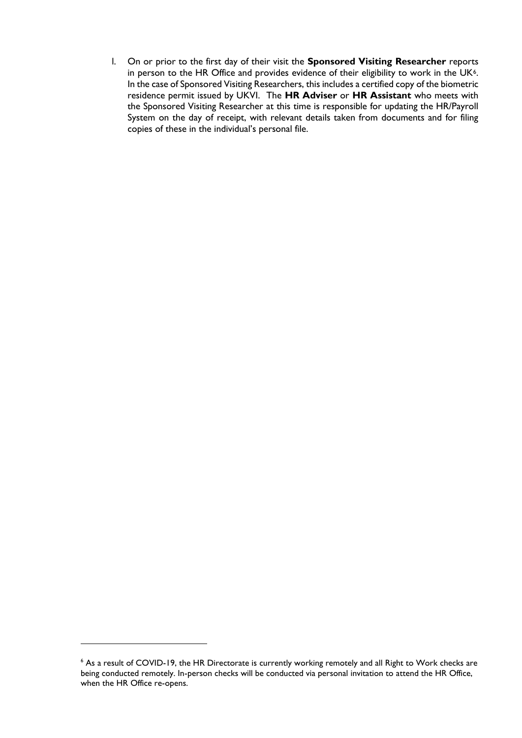l. On or prior to the first day of their visit the **Sponsored Visiting Researcher** reports in person to the HR Office and provides evidence of their eligibility to work in the UK[6]. In the case of Sponsored Visiting Researchers, this includes a certified copy of the biometric residence permit issued by UKVI. The **HR Adviser** or **HR Assistant** who meets with the Sponsored Visiting Researcher at this time is responsible for updating the HR/Payroll System on the day of receipt, with relevant details taken from documents and for filing copies of these in the individual's personal file.

[6] As a result of COVID-19, the HR Directorate is currently working remotely and all Right to Work checks are being conducted remotely. In-person checks will be conducted via personal invitation to attend the HR Office, when the HR Office re-opens.